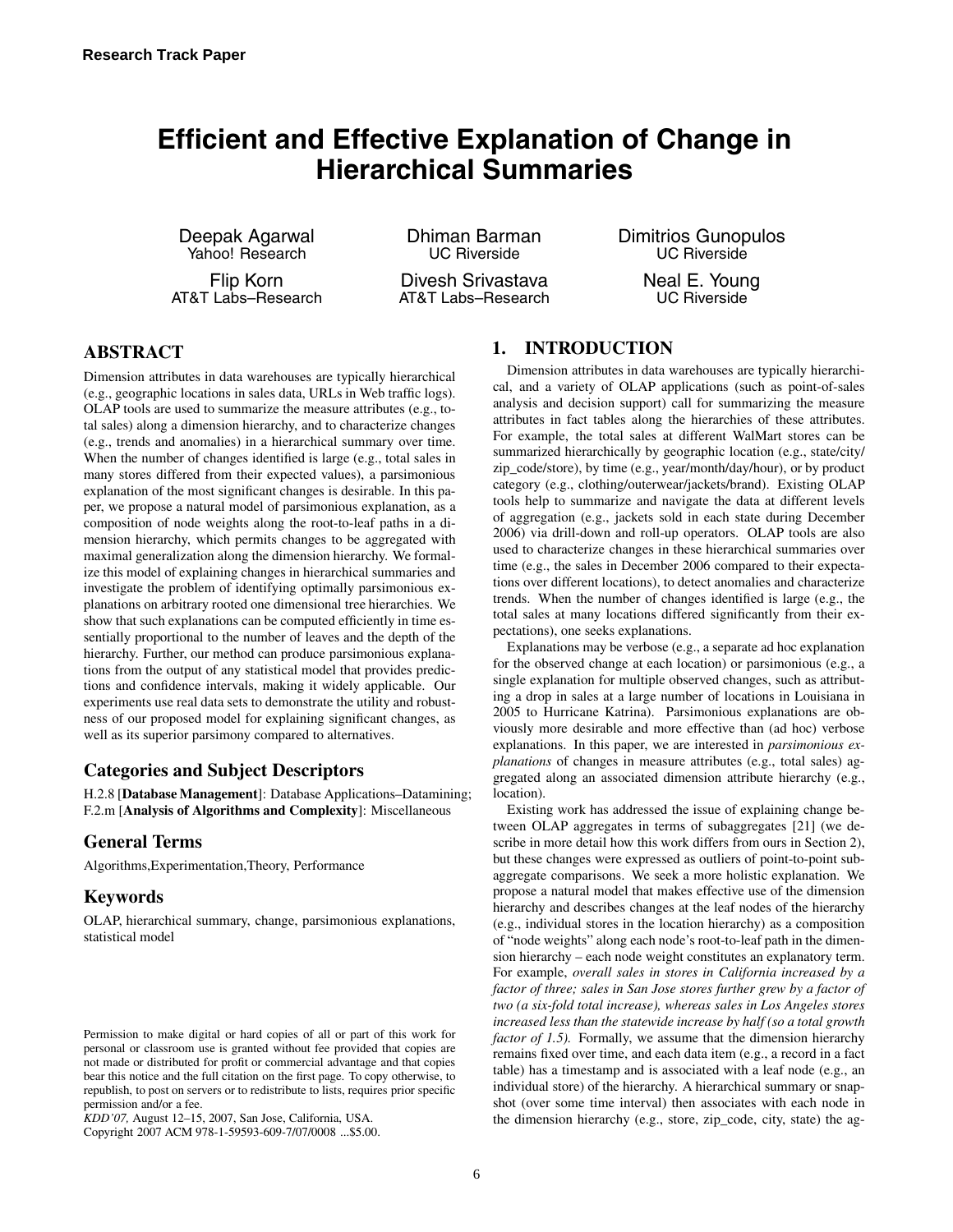# Efficient and Effective Explanation of Change in Hierarchical Summaries

Deepak Agarwal
Yahoo! Research

Dhiman Barman
UC Riverside

Dimitrios Gunopulos
UC Riverside

Flip Korn
AT&T Labs–Research

Divesh Srivastava
AT&T Labs–Research

Neal E. Young
UC Riverside

## ABSTRACT

Dimension attributes in data warehouses are typically hierarchical (e.g., geographic locations in sales data, URLs in Web traffic logs). OLAP tools are used to summarize the measure attributes (e.g., total sales) along a dimension hierarchy, and to characterize changes (e.g., trends and anomalies) in a hierarchical summary over time. When the number of changes identified is large (e.g., total sales in many stores differed from their expected values), a parsimonious explanation of the most significant changes is desirable. In this paper, we propose a natural model of parsimonious explanation, as a composition of node weights along the root-to-leaf paths in a dimension hierarchy, which permits changes to be aggregated with maximal generalization along the dimension hierarchy. We formalize this model of explaining changes in hierarchical summaries and investigate the problem of identifying optimally parsimonious explanations on arbitrary rooted one dimensional tree hierarchies. We show that such explanations can be computed efficiently in time essentially proportional to the number of leaves and the depth of the hierarchy. Further, our method can produce parsimonious explanations from the output of any statistical model that provides predictions and confidence intervals, making it widely applicable. Our experiments use real data sets to demonstrate the utility and robustness of our proposed model for explaining significant changes, as well as its superior parsimony compared to alternatives.

### Categories and Subject Descriptors

H.2.8 [**Database Management**]: Database Applications–Datamining; F.2.m [**Analysis of Algorithms and Complexity**]: Miscellaneous

### General Terms

Algorithms,Experimentation,Theory, Performance

### Keywords

OLAP, hierarchical summary, change, parsimonious explanations, statistical model

Permission to make digital or hard copies of all or part of this work for personal or classroom use is granted without fee provided that copies are not made or distributed for profit or commercial advantage and that copies bear this notice and the full citation on the first page. To copy otherwise, to republish, to post on servers or to redistribute to lists, requires prior specific permission and/or a fee.
*KDD'07,* August 12–15, 2007, San Jose, California, USA.
Copyright 2007 ACM 978-1-59593-609-7/07/0008 ...$5.00.

## 1. INTRODUCTION

Dimension attributes in data warehouses are typically hierarchical, and a variety of OLAP applications (such as point-of-sales analysis and decision support) call for summarizing the measure attributes in fact tables along the hierarchies of these attributes. For example, the total sales at different WalMart stores can be summarized hierarchically by geographic location (e.g., state/city/zip_code/store), by time (e.g., year/month/day/hour), or by product category (e.g., clothing/outerwear/jackets/brand). Existing OLAP tools help to summarize and navigate the data at different levels of aggregation (e.g., jackets sold in each state during December 2006) via drill-down and roll-up operators. OLAP tools are also used to characterize changes in these hierarchical summaries over time (e.g., the sales in December 2006 compared to their expectations over different locations), to detect anomalies and characterize trends. When the number of changes identified is large (e.g., the total sales at many locations differed significantly from their expectations), one seeks explanations.

Explanations may be verbose (e.g., a separate ad hoc explanation for the observed change at each location) or parsimonious (e.g., a single explanation for multiple observed changes, such as attributing a drop in sales at a large number of locations in Louisiana in 2005 to Hurricane Katrina). Parsimonious explanations are obviously more desirable and more effective than (ad hoc) verbose explanations. In this paper, we are interested in *parsimonious explanations* of changes in measure attributes (e.g., total sales) aggregated along an associated dimension attribute hierarchy (e.g., location).

Existing work has addressed the issue of explaining change between OLAP aggregates in terms of subaggregates [21] (we describe in more detail how this work differs from ours in Section 2), but these changes were expressed as outliers of point-to-point subaggregate comparisons. We seek a more holistic explanation. We propose a natural model that makes effective use of the dimension hierarchy and describes changes at the leaf nodes of the hierarchy (e.g., individual stores in the location hierarchy) as a composition of "node weights" along each node's root-to-leaf path in the dimension hierarchy – each node weight constitutes an explanatory term. For example, *overall sales in stores in California increased by a factor of three; sales in San Jose stores further grew by a factor of two (a six-fold total increase), whereas sales in Los Angeles stores increased less than the statewide increase by half (so a total growth factor of 1.5).* Formally, we assume that the dimension hierarchy remains fixed over time, and each data item (e.g., a record in a fact table) has a timestamp and is associated with a leaf node (e.g., an individual store) of the hierarchy. A hierarchical summary or snapshot (over some time interval) then associates with each node in the dimension hierarchy (e.g., store, zip_code, city, state) the ag-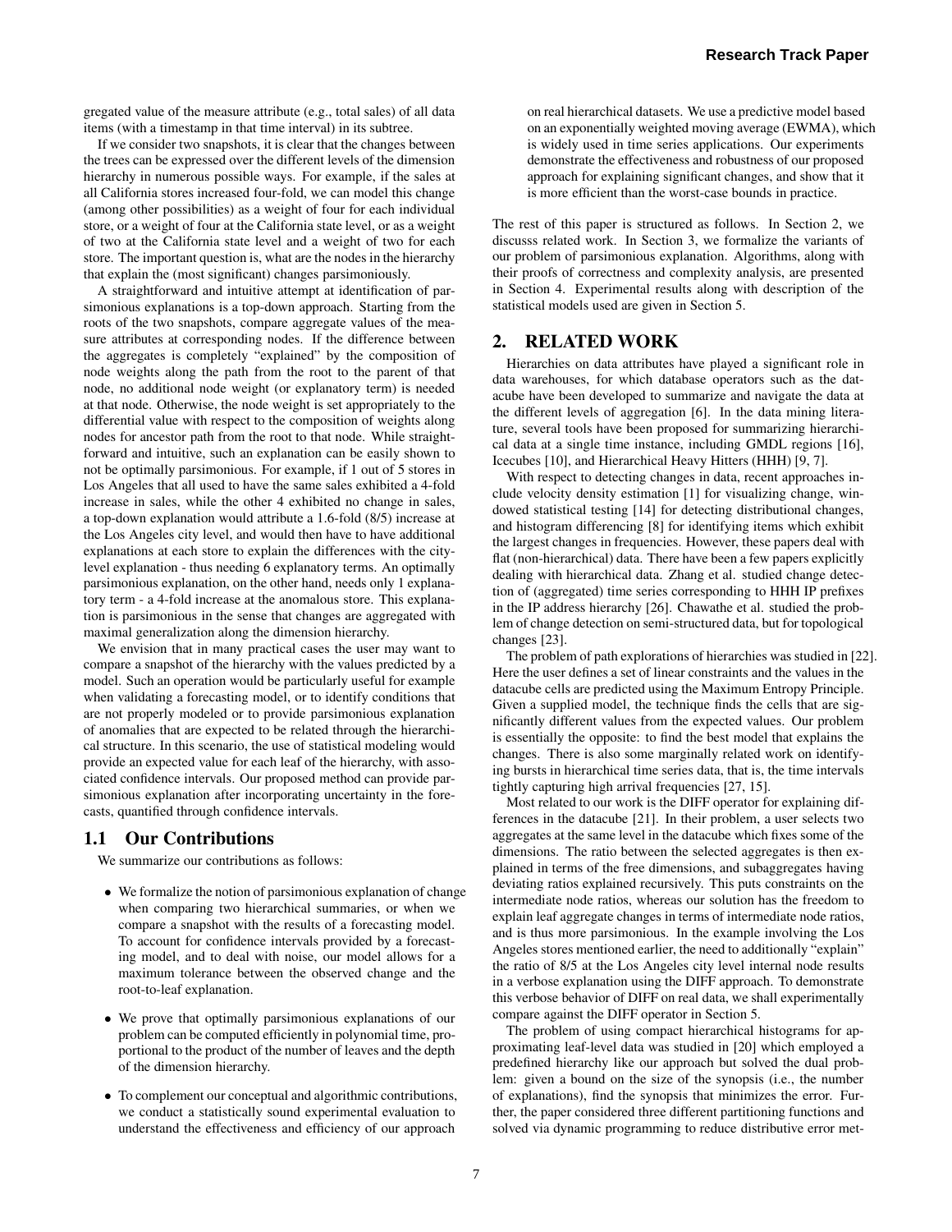gregated value of the measure attribute (e.g., total sales) of all data items (with a timestamp in that time interval) in its subtree.

If we consider two snapshots, it is clear that the changes between the trees can be expressed over the different levels of the dimension hierarchy in numerous possible ways. For example, if the sales at all California stores increased four-fold, we can model this change (among other possibilities) as a weight of four for each individual store, or a weight of four at the California state level, or as a weight of two at the California state level and a weight of two for each store. The important question is, what are the nodes in the hierarchy that explain the (most significant) changes parsimoniously.

A straightforward and intuitive attempt at identification of parsimonious explanations is a top-down approach. Starting from the roots of the two snapshots, compare aggregate values of the measure attributes at corresponding nodes. If the difference between the aggregates is completely "explained" by the composition of node weights along the path from the root to the parent of that node, no additional node weight (or explanatory term) is needed at that node. Otherwise, the node weight is set appropriately to the differential value with respect to the composition of weights along nodes for ancestor path from the root to that node. While straightforward and intuitive, such an explanation can be easily shown to not be optimally parsimonious. For example, if 1 out of 5 stores in Los Angeles that all used to have the same sales exhibited a 4-fold increase in sales, while the other 4 exhibited no change in sales, a top-down explanation would attribute a 1.6-fold (8/5) increase at the Los Angeles city level, and would then have to have additional explanations at each store to explain the differences with the city-level explanation - thus needing 6 explanatory terms. An optimally parsimonious explanation, on the other hand, needs only 1 explanatory term - a 4-fold increase at the anomalous store. This explanation is parsimonious in the sense that changes are aggregated with maximal generalization along the dimension hierarchy.

We envision that in many practical cases the user may want to compare a snapshot of the hierarchy with the values predicted by a model. Such an operation would be particularly useful for example when validating a forecasting model, or to identify conditions that are not properly modeled or to provide parsimonious explanation of anomalies that are expected to be related through the hierarchical structure. In this scenario, the use of statistical modeling would provide an expected value for each leaf of the hierarchy, with associated confidence intervals. Our proposed method can provide parsimonious explanation after incorporating uncertainty in the forecasts, quantified through confidence intervals.

## 1.1 Our Contributions

We summarize our contributions as follows:

- We formalize the notion of parsimonious explanation of change when comparing two hierarchical summaries, or when we compare a snapshot with the results of a forecasting model. To account for confidence intervals provided by a forecasting model, and to deal with noise, our model allows for a maximum tolerance between the observed change and the root-to-leaf explanation.
- We prove that optimally parsimonious explanations of our problem can be computed efficiently in polynomial time, proportional to the product of the number of leaves and the depth of the dimension hierarchy.
- To complement our conceptual and algorithmic contributions, we conduct a statistically sound experimental evaluation to understand the effectiveness and efficiency of our approach on real hierarchical datasets. We use a predictive model based on an exponentially weighted moving average (EWMA), which is widely used in time series applications. Our experiments demonstrate the effectiveness and robustness of our proposed approach for explaining significant changes, and show that it is more efficient than the worst-case bounds in practice.

The rest of this paper is structured as follows. In Section 2, we discusss related work. In Section 3, we formalize the variants of our problem of parsimonious explanation. Algorithms, along with their proofs of correctness and complexity analysis, are presented in Section 4. Experimental results along with description of the statistical models used are given in Section 5.

## 2. RELATED WORK

Hierarchies on data attributes have played a significant role in data warehouses, for which database operators such as the datacube have been developed to summarize and navigate the data at the different levels of aggregation [6]. In the data mining literature, several tools have been proposed for summarizing hierarchical data at a single time instance, including GMDL regions [16], Icecubes [10], and Hierarchical Heavy Hitters (HHH) [9, 7].

With respect to detecting changes in data, recent approaches include velocity density estimation [1] for visualizing change, windowed statistical testing [14] for detecting distributional changes, and histogram differencing [8] for identifying items which exhibit the largest changes in frequencies. However, these papers deal with flat (non-hierarchical) data. There have been a few papers explicitly dealing with hierarchical data. Zhang et al. studied change detection of (aggregated) time series corresponding to HHH IP prefixes in the IP address hierarchy [26]. Chawathe et al. studied the problem of change detection on semi-structured data, but for topological changes [23].

The problem of path explorations of hierarchies was studied in [22]. Here the user defines a set of linear constraints and the values in the datacube cells are predicted using the Maximum Entropy Principle. Given a supplied model, the technique finds the cells that are significantly different values from the expected values. Our problem is essentially the opposite: to find the best model that explains the changes. There is also some marginally related work on identifying bursts in hierarchical time series data, that is, the time intervals tightly capturing high arrival frequencies [27, 15].

Most related to our work is the DIFF operator for explaining differences in the datacube [21]. In their problem, a user selects two aggregates at the same level in the datacube which fixes some of the dimensions. The ratio between the selected aggregates is then explained in terms of the free dimensions, and subaggregates having deviating ratios explained recursively. This puts constraints on the intermediate node ratios, whereas our solution has the freedom to explain leaf aggregate changes in terms of intermediate node ratios, and is thus more parsimonious. In the example involving the Los Angeles stores mentioned earlier, the need to additionally "explain" the ratio of 8/5 at the Los Angeles city level internal node results in a verbose explanation using the DIFF approach. To demonstrate this verbose behavior of DIFF on real data, we shall experimentally compare against the DIFF operator in Section 5.

The problem of using compact hierarchical histograms for approximating leaf-level data was studied in [20] which employed a predefined hierarchy like our approach but solved the dual problem: given a bound on the size of the synopsis (i.e., the number of explanations), find the synopsis that minimizes the error. Further, the paper considered three different partitioning functions and solved via dynamic programming to reduce distributive error met-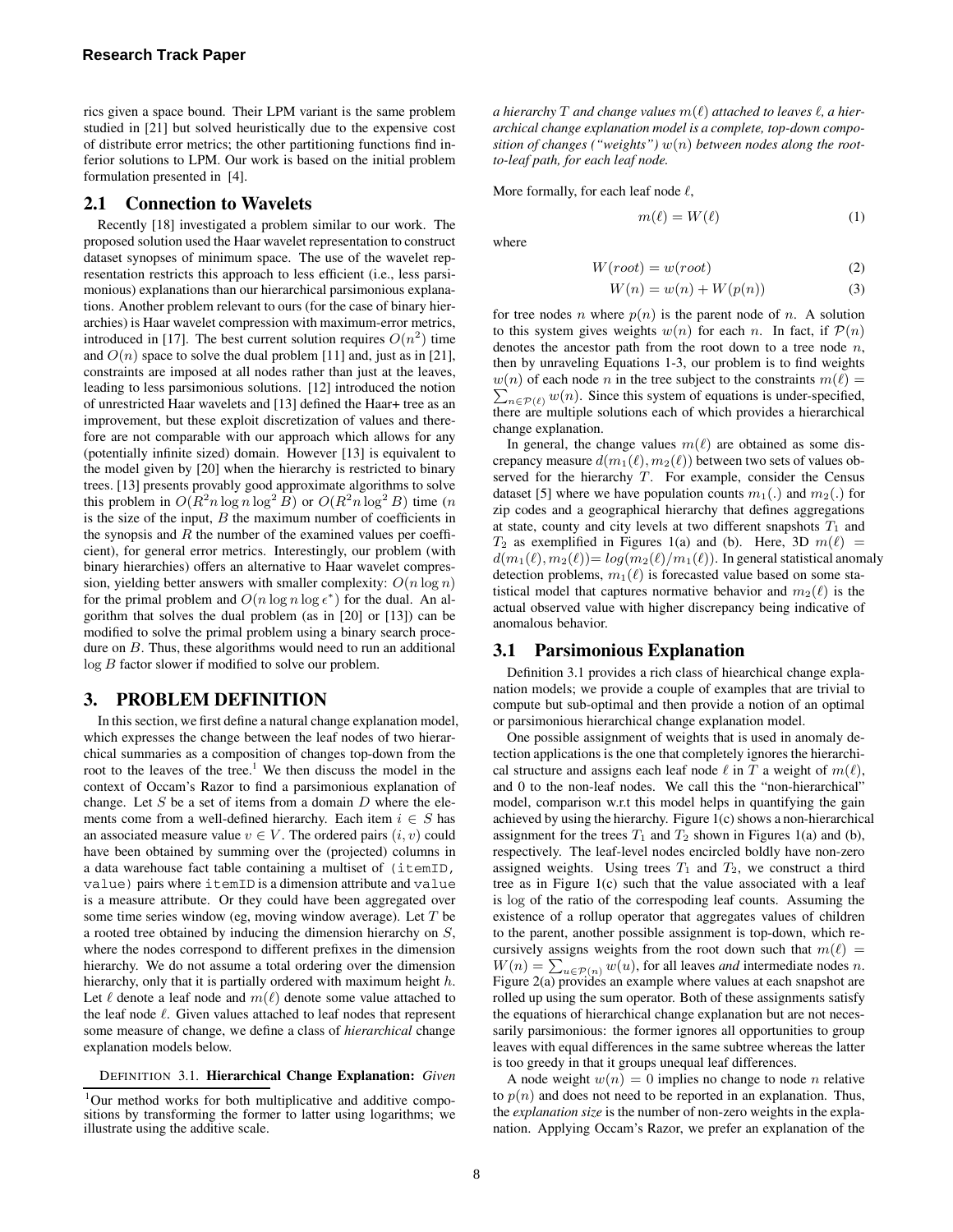rics given a space bound. Their LPM variant is the same problem studied in [21] but solved heuristically due to the expensive cost of distribute error metrics; the other partitioning functions find inferior solutions to LPM. Our work is based on the initial problem formulation presented in [4].

## 2.1 Connection to Wavelets

Recently [18] investigated a problem similar to our work. The proposed solution used the Haar wavelet representation to construct dataset synopses of minimum space. The use of the wavelet representation restricts this approach to less efficient (i.e., less parsimonious) explanations than our hierarchical parsimonious explanations. Another problem relevant to ours (for the case of binary hierarchies) is Haar wavelet compression with maximum-error metrics, introduced in [17]. The best current solution requires $O(n^2)$ time and $O(n)$ space to solve the dual problem [11] and, just as in [21], constraints are imposed at all nodes rather than just at the leaves, leading to less parsimonious solutions. [12] introduced the notion of unrestricted Haar wavelets and [13] defined the Haar+ tree as an improvement, but these exploit discretization of values and therefore are not comparable with our approach which allows for any (potentially infinite sized) domain. However [13] is equivalent to the model given by [20] when the hierarchy is restricted to binary trees. [13] presents provably good approximate algorithms to solve this problem in $O(R^2 n \log n \log^2 B)$ or $O(R^2 n \log^2 B)$ time ($n$ is the size of the input, $B$ the maximum number of coefficients in the synopsis and $R$ the number of the examined values per coefficient), for general error metrics. Interestingly, our problem (with binary hierarchies) offers an alternative to Haar wavelet compression, yielding better answers with smaller complexity: $O(n \log n)$ for the primal problem and $O(n \log n \log \epsilon^*)$ for the dual. An algorithm that solves the dual problem (as in [20] or [13]) can be modified to solve the primal problem using a binary search procedure on $B$. Thus, these algorithms would need to run an additional $\log B$ factor slower if modified to solve our problem.

# 3. PROBLEM DEFINITION

In this section, we first define a natural change explanation model, which expresses the change between the leaf nodes of two hierarchical summaries as a composition of changes top-down from the root to the leaves of the tree.[1] We then discuss the model in the context of Occam's Razor to find a parsimonious explanation of change. Let $S$ be a set of items from a domain $D$ where the elements come from a well-defined hierarchy. Each item $i \in S$ has an associated measure value $v \in V$. The ordered pairs $(i, v)$ could have been obtained by summing over the (projected) columns in a data warehouse fact table containing a multiset of `(itemID, value)` pairs where `itemID` is a dimension attribute and `value` is a measure attribute. Or they could have been aggregated over some time series window (eg, moving window average). Let $T$ be a rooted tree obtained by inducing the dimension hierarchy on $S$, where the nodes correspond to different prefixes in the dimension hierarchy. We do not assume a total ordering over the dimension hierarchy, only that it is partially ordered with maximum height $h$. Let $\ell$ denote a leaf node and $m(\ell)$ denote some value attached to the leaf node $\ell$. Given values attached to leaf nodes that represent some measure of change, we define a class of *hierarchical* change explanation models below.

DEFINITION 3.1. **Hierarchical Change Explanation:** *Given a hierarchy $T$ and change values $m(\ell)$ attached to leaves $\ell$, a hierarchical change explanation model is a complete, top-down composition of changes ("weights") $w(n)$ between nodes along the root-to-leaf path, for each leaf node.*

[1] Our method works for both multiplicative and additive compositions by transforming the former to latter using logarithms; we illustrate using the additive scale.

More formally, for each leaf node $\ell$,

$$m(\ell) = W(\ell) \tag{1}$$

where

$$W(root) = w(root) \tag{2}$$

$$W(n) = w(n) + W(p(n)) \tag{3}$$

for tree nodes $n$ where $p(n)$ is the parent node of $n$. A solution to this system gives weights $w(n)$ for each $n$. In fact, if $\mathcal{P}(n)$ denotes the ancestor path from the root down to a tree node $n$, then by unraveling Equations 1-3, our problem is to find weights $w(n)$ of each node $n$ in the tree subject to the constraints $m(\ell) = \sum_{n \in \mathcal{P}(\ell)} w(n)$. Since this system of equations is under-specified, there are multiple solutions each of which provides a hierarchical change explanation.

In general, the change values $m(\ell)$ are obtained as some discrepancy measure $d(m_1(\ell), m_2(\ell))$ between two sets of values observed for the hierarchy $T$. For example, consider the Census dataset [5] where we have population counts $m_1(.)$ and $m_2(.)$ for zip codes and a geographical hierarchy that defines aggregations at state, county and city levels at two different snapshots $T_1$ and $T_2$ as exemplified in Figures 1(a) and (b). Here, 3D $m(\ell) = d(m_1(\ell), m_2(\ell)) = log(m_2(\ell)/m_1(\ell))$. In general statistical anomaly detection problems, $m_1(\ell)$ is forecasted value based on some statistical model that captures normative behavior and $m_2(\ell)$ is the actual observed value with higher discrepancy being indicative of anomalous behavior.

## 3.1 Parsimonious Explanation

Definition 3.1 provides a rich class of hiearchical change explanation models; we provide a couple of examples that are trivial to compute but sub-optimal and then provide a notion of an optimal or parsimonious hierarchical change explanation model.

One possible assignment of weights that is used in anomaly detection applications is the one that completely ignores the hierarchical structure and assigns each leaf node $\ell$ in $T$ a weight of $m(\ell)$, and 0 to the non-leaf nodes. We call this the "non-hierarchical" model, comparison w.r.t this model helps in quantifying the gain achieved by using the hierarchy. Figure 1(c) shows a non-hierarchical assignment for the trees $T_1$ and $T_2$ shown in Figures 1(a) and (b), respectively. The leaf-level nodes encircled boldly have non-zero assigned weights. Using trees $T_1$ and $T_2$, we construct a third tree as in Figure 1(c) such that the value associated with a leaf is log of the ratio of the correspoding leaf counts. Assuming the existence of a rollup operator that aggregates values of children to the parent, another possible assignment is top-down, which recursively assigns weights from the root down such that $m(\ell) = W(n) = \sum_{u \in \mathcal{P}(n)} w(u)$, for all leaves *and* intermediate nodes $n$. Figure 2(a) provides an example where values at each snapshot are rolled up using the sum operator. Both of these assignments satisfy the equations of hierarchical change explanation but are not necessarily parsimonious: the former ignores all opportunities to group leaves with equal differences in the same subtree whereas the latter is too greedy in that it groups unequal leaf differences.

A node weight $w(n) = 0$ implies no change to node $n$ relative to $p(n)$ and does not need to be reported in an explanation. Thus, the *explanation size* is the number of non-zero weights in the explanation. Applying Occam's Razor, we prefer an explanation of the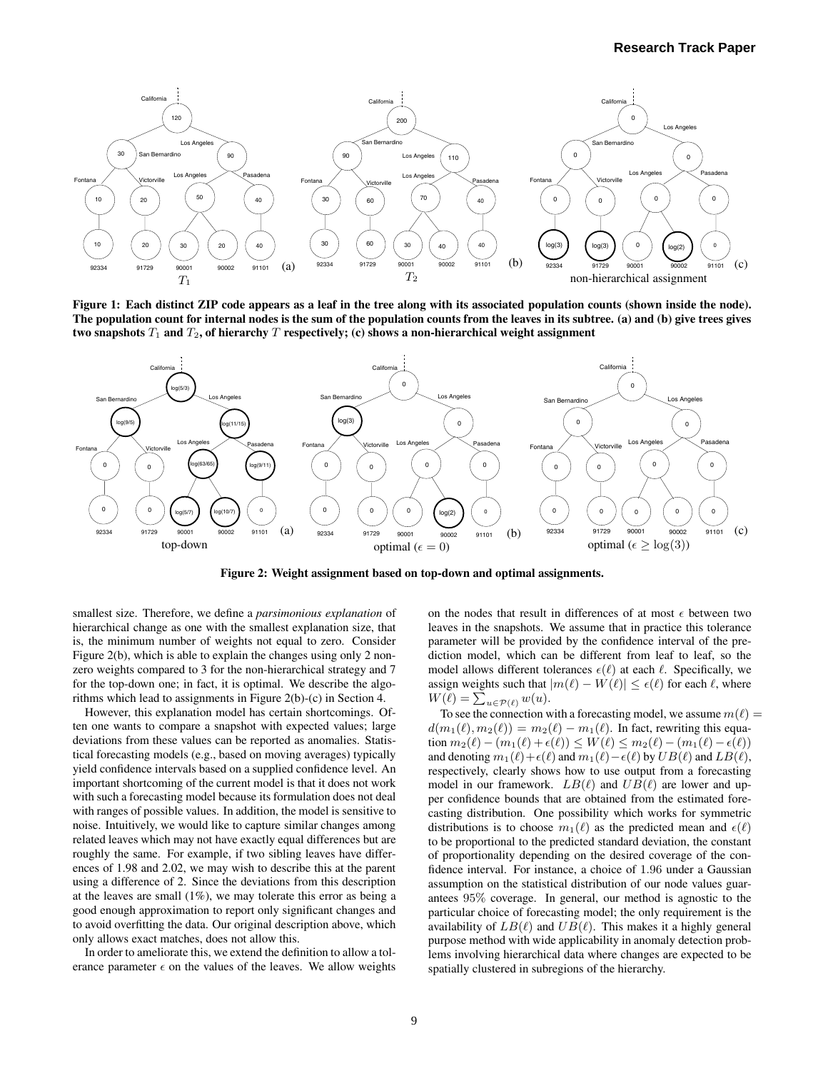Figure 1: Each distinct ZIP code appears as a leaf in the tree along with its associated population counts (shown inside the node). The population count for internal nodes is the sum of the population counts from the leaves in its subtree. (a) and (b) give trees gives two snapshots $T_1$ and $T_2$, of hierarchy $T$ respectively; (c) shows a non-hierarchical weight assignment

Figure 2: Weight assignment based on top-down and optimal assignments.

smallest size. Therefore, we define a *parsimonious explanation* of hierarchical change as one with the smallest explanation size, that is, the minimum number of weights not equal to zero. Consider Figure 2(b), which is able to explain the changes using only 2 non-zero weights compared to 3 for the non-hierarchical strategy and 7 for the top-down one; in fact, it is optimal. We describe the algorithms which lead to assignments in Figure 2(b)-(c) in Section 4.

However, this explanation model has certain shortcomings. Often one wants to compare a snapshot with expected values; large deviations from these values can be reported as anomalies. Statistical forecasting models (e.g., based on moving averages) typically yield confidence intervals based on a supplied confidence level. An important shortcoming of the current model is that it does not work with such a forecasting model because its formulation does not deal with ranges of possible values. In addition, the model is sensitive to noise. Intuitively, we would like to capture similar changes among related leaves which may not have exactly equal differences but are roughly the same. For example, if two sibling leaves have differences of 1.98 and 2.02, we may wish to describe this at the parent using a difference of 2. Since the deviations from this description at the leaves are small (1%), we may tolerate this error as being a good enough approximation to report only significant changes and to avoid overfitting the data. Our original description above, which only allows exact matches, does not allow this.

In order to ameliorate this, we extend the definition to allow a tolerance parameter $\epsilon$ on the values of the leaves. We allow weights on the nodes that result in differences of at most $\epsilon$ between two leaves in the snapshots. We assume that in practice this tolerance parameter will be provided by the confidence interval of the prediction model, which can be different from leaf to leaf, so the model allows different tolerances $\epsilon(\ell)$ at each $\ell$. Specifically, we assign weights such that $|m(\ell) - W(\ell)| \leq \epsilon(\ell)$ for each $\ell$, where $W(\ell) = \sum_{u \in \mathcal{P}(\ell)} w(u)$.

To see the connection with a forecasting model, we assume $m(\ell) = d(m_1(\ell), m_2(\ell)) = m_2(\ell) - m_1(\ell)$. In fact, rewriting this equation $m_2(\ell) - (m_1(\ell) + \epsilon(\ell)) \leq W(\ell) \leq m_2(\ell) - (m_1(\ell) - \epsilon(\ell))$ and denoting $m_1(\ell) + \epsilon(\ell)$ and $m_1(\ell) - \epsilon(\ell)$ by $UB(\ell)$ and $LB(\ell)$, respectively, clearly shows how to use output from a forecasting model in our framework. $LB(\ell)$ and $UB(\ell)$ are lower and upper confidence bounds that are obtained from the estimated forecasting distribution. One possibility which works for symmetric distributions is to choose $m_1(\ell)$ as the predicted mean and $\epsilon(\ell)$ to be proportional to the predicted standard deviation, the constant of proportionality depending on the desired coverage of the confidence interval. For instance, a choice of 1.96 under a Gaussian assumption on the statistical distribution of our node values guarantees 95% coverage. In general, our method is agnostic to the particular choice of forecasting model; the only requirement is the availability of $LB(\ell)$ and $UB(\ell)$. This makes it a highly general purpose method with wide applicability in anomaly detection problems involving hierarchical data where changes are expected to be spatially clustered in subregions of the hierarchy.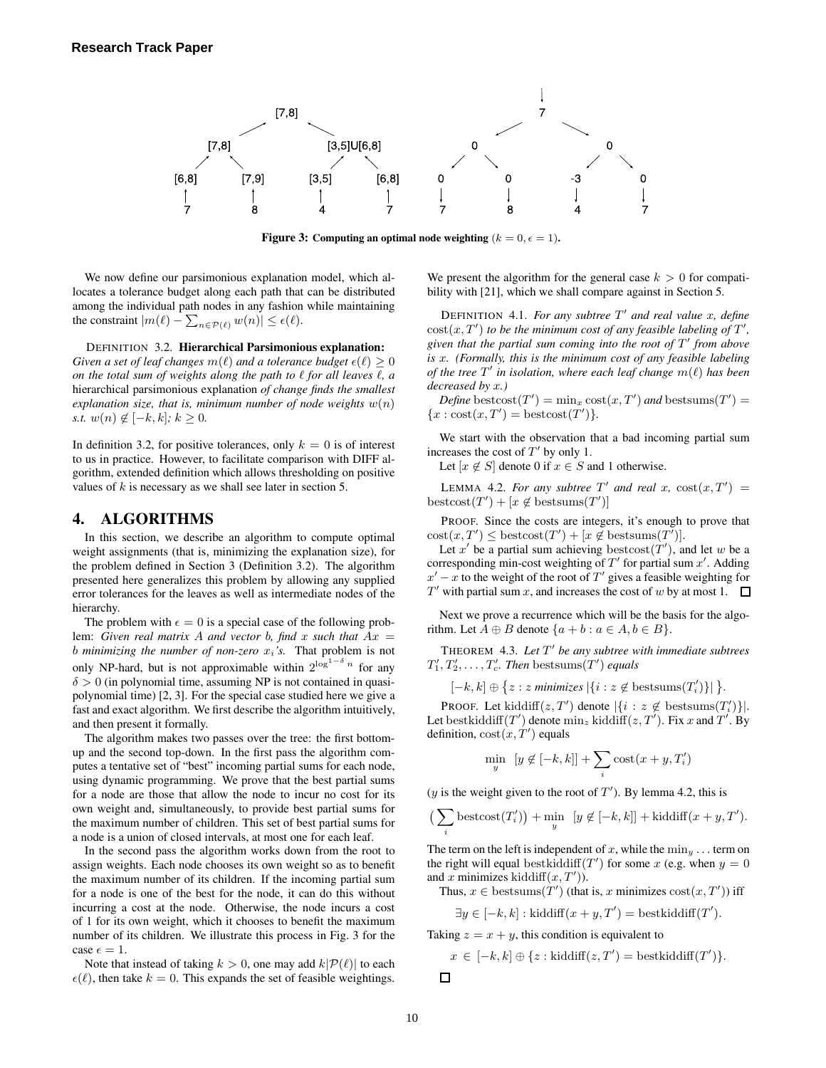Figure 3: Computing an optimal node weighting ($k = 0, \epsilon = 1$).

We now define our parsimonious explanation model, which allocates a tolerance budget along each path that can be distributed among the individual path nodes in any fashion while maintaining the constraint $|m(\ell) - \sum_{n \in \mathcal{P}(\ell)} w(n)| \leq \epsilon(\ell)$.

DEFINITION 3.2. **Hierarchical Parsimonious explanation:** *Given a set of leaf changes $m(\ell)$ and a tolerance budget $\epsilon(\ell) \geq 0$ on the total sum of weights along the path to $\ell$ for all leaves $\ell$, a* hierarchical parsimonious explanation *of change finds the smallest explanation size, that is, minimum number of node weights $w(n)$ s.t. $w(n) \notin [-k, k]$; $k \geq 0$.*

In definition 3.2, for positive tolerances, only $k = 0$ is of interest to us in practice. However, to facilitate comparison with DIFF algorithm, extended definition which allows thresholding on positive values of $k$ is necessary as we shall see later in section 5.

## 4. ALGORITHMS

In this section, we describe an algorithm to compute optimal weight assignments (that is, minimizing the explanation size), for the problem defined in Section 3 (Definition 3.2). The algorithm presented here generalizes this problem by allowing any supplied error tolerances for the leaves as well as intermediate nodes of the hierarchy.

The problem with $\epsilon = 0$ is a special case of the following problem: *Given real matrix $A$ and vector $b$, find $x$ such that $Ax = b$ minimizing the number of non-zero $x_i$'s.* That problem is not only NP-hard, but is not approximable within $2^{\log^{1-\delta} n}$ for any $\delta > 0$ (in polynomial time, assuming NP is not contained in quasi-polynomial time) [2, 3]. For the special case studied here we give a fast and exact algorithm. We first describe the algorithm intuitively, and then present it formally.

The algorithm makes two passes over the tree: the first bottom-up and the second top-down. In the first pass the algorithm computes a tentative set of "best" incoming partial sums for each node, using dynamic programming. We prove that the best partial sums for a node are those that allow the node to incur no cost for its own weight and, simultaneously, to provide best partial sums for the maximum number of children. This set of best partial sums for a node is a union of closed intervals, at most one for each leaf.

In the second pass the algorithm works down from the root to assign weights. Each node chooses its own weight so as to benefit the maximum number of its children. If the incoming partial sum for a node is one of the best for the node, it can do this without incurring a cost at the node. Otherwise, the node incurs a cost of 1 for its own weight, which it chooses to benefit the maximum number of its children. We illustrate this process in Fig. 3 for the case $\epsilon = 1$.

Note that instead of taking $k > 0$, one may add $k|\mathcal{P}(\ell)|$ to each $\epsilon(\ell)$, then take $k = 0$. This expands the set of feasible weightings. We present the algorithm for the general case $k > 0$ for compatibility with [21], which we shall compare against in Section 5.

DEFINITION 4.1. *For any subtree $T'$ and real value $x$, define $\text{cost}(x, T')$ to be the minimum cost of any feasible labeling of $T'$, given that the partial sum coming into the root of $T'$ from above is $x$. (Formally, this is the minimum cost of any feasible labeling of the tree $T'$ in isolation, where each leaf change $m(\ell)$ has been decreased by $x$.)*

*Define* $\text{bestcost}(T') = \min_x \text{cost}(x, T')$ *and* $\text{bestsums}(T') = \{x : \text{cost}(x, T') = \text{bestcost}(T')\}$.

We start with the observation that a bad incoming partial sum increases the cost of $T'$ by only 1.

Let $[x \notin S]$ denote 0 if $x \in S$ and 1 otherwise.

LEMMA 4.2. *For any subtree $T'$ and real $x$, $\text{cost}(x, T') = \text{bestcost}(T') + [x \notin \text{bestsums}(T')]$*

PROOF. Since the costs are integers, it's enough to prove that $\text{cost}(x, T') \leq \text{bestcost}(T') + [x \notin \text{bestsums}(T')]$.

Let $x'$ be a partial sum achieving $\text{bestcost}(T')$, and let $w$ be a corresponding min-cost weighting of $T'$ for partial sum $x'$. Adding $x' - x$ to the weight of the root of $T'$ gives a feasible weighting for $T'$ with partial sum $x$, and increases the cost of $w$ by at most 1. □

Next we prove a recurrence which will be the basis for the algorithm. Let $A \oplus B$ denote $\{a + b : a \in A, b \in B\}$.

THEOREM 4.3. *Let $T'$ be any subtree with immediate subtrees $T'_1, T'_2, \ldots, T'_c$. Then* $\text{bestsums}(T')$ *equals*

$$[-k, k] \oplus \{z : z \text{ minimizes } |\{i : z \notin \text{bestsums}(T'_i)\}|\}.$$

PROOF. Let $\text{kiddiff}(z, T')$ denote $|\{i : z \notin \text{bestsums}(T'_i)\}|$. Let $\text{bestkiddiff}(T')$ denote $\min_z \text{kiddiff}(z, T')$. Fix $x$ and $T'$. By definition, $\text{cost}(x, T')$ equals

$$\min_y \; [y \notin [-k, k]] + \sum_i \text{cost}(x + y, T'_i)$$

($y$ is the weight given to the root of $T'$). By lemma 4.2, this is

$$\big(\sum_i \text{bestcost}(T'_i)\big) + \min_y \; [y \notin [-k, k]] + \text{kiddiff}(x + y, T').$$

The term on the left is independent of $x$, while the $\min_y \ldots$ term on the right will equal $\text{bestkiddiff}(T')$ for some $x$ (e.g. when $y = 0$ and $x$ minimizes $\text{kiddiff}(x, T')$).

Thus, $x \in \text{bestsums}(T')$ (that is, $x$ minimizes $\text{cost}(x, T')$) iff

$$\exists y \in [-k, k] : \text{kiddiff}(x + y, T') = \text{bestkiddiff}(T').$$

Taking $z = x + y$, this condition is equivalent to

$$x \in [-k, k] \oplus \{z : \text{kiddiff}(z, T') = \text{bestkiddiff}(T')\}.$$

□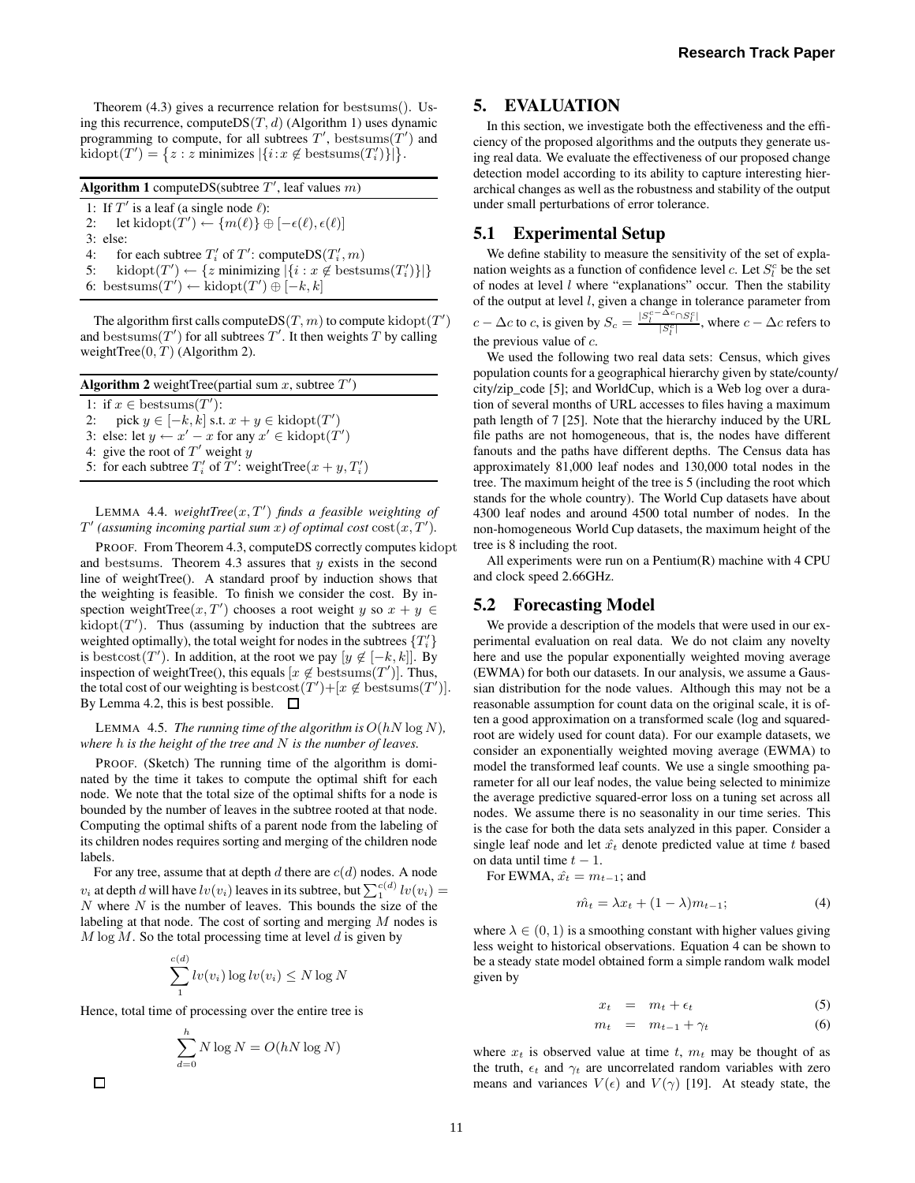Theorem (4.3) gives a recurrence relation for bestsums(). Using this recurrence, computeDS$(T, d)$ (Algorithm 1) uses dynamic programming to compute, for all subtrees $T'$, bestsums$(T')$ and $\text{kidopt}(T') = \{z : z \text{ minimizes } |\{i : x \notin \text{bestsums}(T'_i)\}|\}$.

**Algorithm 1** computeDS(subtree $T'$, leaf values $m$)

```
1: If T' is a leaf (a single node ℓ):
2:     let kidopt(T') ← {m(ℓ)} ⊕ [−ε(ℓ), ε(ℓ)]
3: else:
4:     for each subtree T'_i of T': computeDS(T'_i, m)
5:     kidopt(T') ← {z minimizing |{i : x ∉ bestsums(T'_i)}|}
6: bestsums(T') ← kidopt(T') ⊕ [−k, k]
```

The algorithm first calls computeDS$(T, m)$ to compute kidopt$(T')$ and bestsums$(T')$ for all subtrees $T'$. It then weights $T$ by calling weightTree$(0, T)$ (Algorithm 2).

**Algorithm 2** weightTree(partial sum $x$, subtree $T'$)

```
1: if x ∈ bestsums(T'):
2:     pick y ∈ [−k, k] s.t. x + y ∈ kidopt(T')
3: else: let y ← x' − x for any x' ∈ kidopt(T')
4: give the root of T' weight y
5: for each subtree T'_i of T': weightTree(x + y, T'_i)
```

LEMMA 4.4. *weightTree$(x, T')$ finds a feasible weighting of $T'$ (assuming incoming partial sum $x$) of optimal cost* $\text{cost}(x, T')$*.*

PROOF. From Theorem 4.3, computeDS correctly computes kidopt and bestsums. Theorem 4.3 assures that $y$ exists in the second line of weightTree(). A standard proof by induction shows that the weighting is feasible. To finish we consider the cost. By inspection weightTree$(x, T')$ chooses a root weight $y$ so $x + y \in \text{kidopt}(T')$. Thus (assuming by induction that the subtrees are weighted optimally), the total weight for nodes in the subtrees $\{T'_i\}$ is bestcost$(T')$. In addition, at the root we pay $[y \notin [-k, k]]$. By inspection of weightTree(), this equals $[x \notin \text{bestsums}(T')]$. Thus, the total cost of our weighting is $\text{bestcost}(T') + [x \notin \text{bestsums}(T')]$. By Lemma 4.2, this is best possible. □

LEMMA 4.5. *The running time of the algorithm is $O(hN \log N)$, where $h$ is the height of the tree and $N$ is the number of leaves.*

PROOF. (Sketch) The running time of the algorithm is dominated by the time it takes to compute the optimal shift for each node. We note that the total size of the optimal shifts for a node is bounded by the number of leaves in the subtree rooted at that node. Computing the optimal shifts of a parent node from the labeling of its children nodes requires sorting and merging of the children node labels.

For any tree, assume that at depth $d$ there are $c(d)$ nodes. A node $v_i$ at depth $d$ will have $lv(v_i)$ leaves in its subtree, but $\sum_1^{c(d)} lv(v_i) = N$ where $N$ is the number of leaves. This bounds the size of the labeling at that node. The cost of sorting and merging $M$ nodes is $M \log M$. So the total processing time at level $d$ is given by

$$\sum_1^{c(d)} lv(v_i) \log lv(v_i) \leq N \log N$$

Hence, total time of processing over the entire tree is

$$\sum_{d=0}^{h} N \log N = O(hN \log N)$$

□

## 5. EVALUATION

In this section, we investigate both the effectiveness and the efficiency of the proposed algorithms and the outputs they generate using real data. We evaluate the effectiveness of our proposed change detection model according to its ability to capture interesting hierarchical changes as well as the robustness and stability of the output under small perturbations of error tolerance.

### 5.1 Experimental Setup

We define stability to measure the sensitivity of the set of explanation weights as a function of confidence level $c$. Let $S_l^c$ be the set of nodes at level $l$ where "explanations" occur. Then the stability of the output at level $l$, given a change in tolerance parameter from $c - \Delta c$ to $c$, is given by $S_c = \frac{|S_l^{c-\Delta c} \cap S_l^c|}{|S_l^c|}$, where $c - \Delta c$ refers to the previous value of $c$.

We used the following two real data sets: Census, which gives population counts for a geographical hierarchy given by state/county/city/zip_code [5]; and WorldCup, which is a Web log over a duration of several months of URL accesses to files having a maximum path length of 7 [25]. Note that the hierarchy induced by the URL file paths are not homogeneous, that is, the nodes have different fanouts and the paths have different depths. The Census data has approximately 81,000 leaf nodes and 130,000 total nodes in the tree. The maximum height of the tree is 5 (including the root which stands for the whole country). The World Cup datasets have about 4300 leaf nodes and around 4500 total number of nodes. In the non-homogeneous World Cup datasets, the maximum height of the tree is 8 including the root.

All experiments were run on a Pentium(R) machine with 4 CPU and clock speed 2.66GHz.

### 5.2 Forecasting Model

We provide a description of the models that were used in our experimental evaluation on real data. We do not claim any novelty here and use the popular exponentially weighted moving average (EWMA) for both our datasets. In our analysis, we assume a Gaussian distribution for the node values. Although this may not be a reasonable assumption for count data on the original scale, it is often a good approximation on a transformed scale (log and squared-root are widely used for count data). For our example datasets, we consider an exponentially weighted moving average (EWMA) to model the transformed leaf counts. We use a single smoothing parameter for all our leaf nodes, the value being selected to minimize the average predictive squared-error loss on a tuning set across all nodes. We assume there is no seasonality in our time series. This is the case for both the data sets analyzed in this paper. Consider a single leaf node and let $\hat{x_t}$ denote predicted value at time $t$ based on data until time $t - 1$.

For EWMA, $\hat{x_t} = m_{t-1}$; and

$$\hat{m_t} = \lambda x_t + (1 - \lambda) m_{t-1}; \tag{4}$$

where $\lambda \in (0, 1)$ is a smoothing constant with higher values giving less weight to historical observations. Equation 4 can be shown to be a steady state model obtained form a simple random walk model given by

$$x_t = m_t + \epsilon_t \tag{5}$$

$$m_t = m_{t-1} + \gamma_t \tag{6}$$

where $x_t$ is observed value at time $t$, $m_t$ may be thought of as the truth, $\epsilon_t$ and $\gamma_t$ are uncorrelated random variables with zero means and variances $V(\epsilon)$ and $V(\gamma)$ [19]. At steady state, the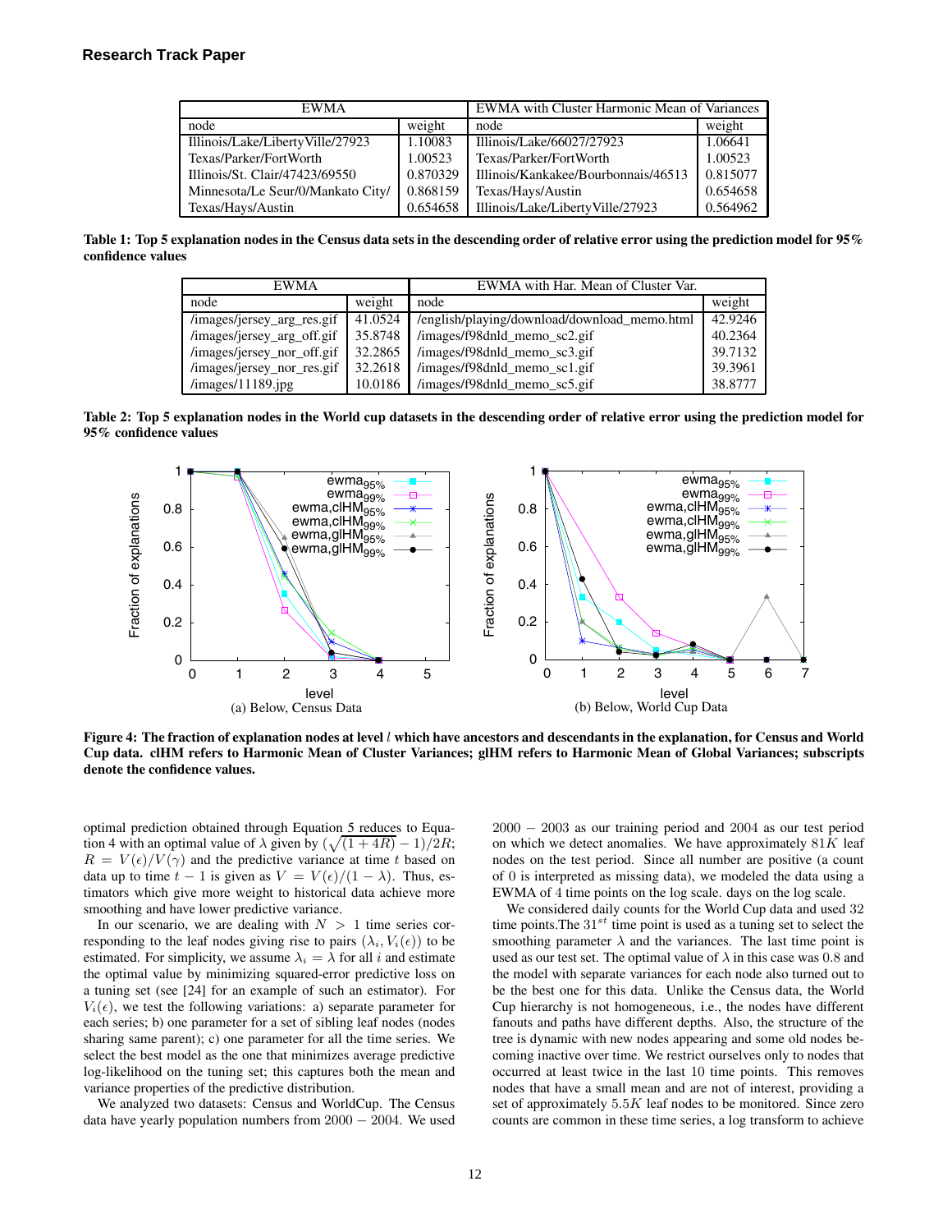| EWMA | | EWMA with Cluster Harmonic Mean of Variances | |
|---|---|---|---|
| node | weight | node | weight |
| Illinois/Lake/LibertyVille/27923 | 1.10083 | Illinois/Lake/66027/27923 | 1.06641 |
| Texas/Parker/FortWorth | 1.00523 | Texas/Parker/FortWorth | 1.00523 |
| Illinois/St. Clair/47423/69550 | 0.870329 | Illinois/Kankakee/Bourbonnais/46513 | 0.815077 |
| Minnesota/Le Seur/0/Mankato City/ | 0.868159 | Texas/Hays/Austin | 0.654658 |
| Texas/Hays/Austin | 0.654658 | Illinois/Lake/LibertyVille/27923 | 0.564962 |

**Table 1: Top 5 explanation nodes in the Census data sets in the descending order of relative error using the prediction model for 95% confidence values**

| EWMA | | EWMA with Har. Mean of Cluster Var. | |
|---|---|---|---|
| node | weight | node | weight |
| /images/jersey_arg_res.gif | 41.0524 | /english/playing/download/download_memo.html | 42.9246 |
| /images/jersey_arg_off.gif | 35.8748 | /images/f98dnld_memo_sc2.gif | 40.2364 |
| /images/jersey_nor_off.gif | 32.2865 | /images/f98dnld_memo_sc3.gif | 39.7132 |
| /images/jersey_nor_res.gif | 32.2618 | /images/f98dnld_memo_sc1.gif | 39.3961 |
| /images/11189.jpg | 10.0186 | /images/f98dnld_memo_sc5.gif | 38.8777 |

**Table 2: Top 5 explanation nodes in the World cup datasets in the descending order of relative error using the prediction model for 95% confidence values**

(a) Below, Census Data

(b) Below, World Cup Data

**Figure 4: The fraction of explanation nodes at level $l$ which have ancestors and descendants in the explanation, for Census and World Cup data. clHM refers to Harmonic Mean of Cluster Variances; glHM refers to Harmonic Mean of Global Variances; subscripts denote the confidence values.**

optimal prediction obtained through Equation 5 reduces to Equation 4 with an optimal value of $\lambda$ given by $(\sqrt{(1+4R)}-1)/2R$; $R = V(\epsilon)/V(\gamma)$ and the predictive variance at time $t$ based on data up to time $t-1$ is given as $V = V(\epsilon)/(1-\lambda)$. Thus, estimators which give more weight to historical data achieve more smoothing and have lower predictive variance.

In our scenario, we are dealing with $N > 1$ time series corresponding to the leaf nodes giving rise to pairs $(\lambda_i, V_i(\epsilon))$ to be estimated. For simplicity, we assume $\lambda_i = \lambda$ for all $i$ and estimate the optimal value by minimizing squared-error predictive loss on a tuning set (see [24] for an example of such an estimator). For $V_i(\epsilon)$, we test the following variations: a) separate parameter for each series; b) one parameter for a set of sibling leaf nodes (nodes sharing same parent); c) one parameter for all the time series. We select the best model as the one that minimizes average predictive log-likelihood on the tuning set; this captures both the mean and variance properties of the predictive distribution.

We analyzed two datasets: Census and WorldCup. The Census data have yearly population numbers from $2000-2004$. We used $2000-2003$ as our training period and $2004$ as our test period on which we detect anomalies. We have approximately $81K$ leaf nodes on the test period. Since all number are positive (a count of 0 is interpreted as missing data), we modeled the data using a EWMA of 4 time points on the log scale. days on the log scale.

We considered daily counts for the World Cup data and used 32 time points.The $31^{st}$ time point is used as a tuning set to select the smoothing parameter $\lambda$ and the variances. The last time point is used as our test set. The optimal value of $\lambda$ in this case was 0.8 and the model with separate variances for each node also turned out to be the best one for this data. Unlike the Census data, the World Cup hierarchy is not homogeneous, i.e., the nodes have different fanouts and paths have different depths. Also, the structure of the tree is dynamic with new nodes appearing and some old nodes becoming inactive over time. We restrict ourselves only to nodes that occurred at least twice in the last 10 time points. This removes nodes that have a small mean and are not of interest, providing a set of approximately $5.5K$ leaf nodes to be monitored. Since zero counts are common in these time series, a log transform to achieve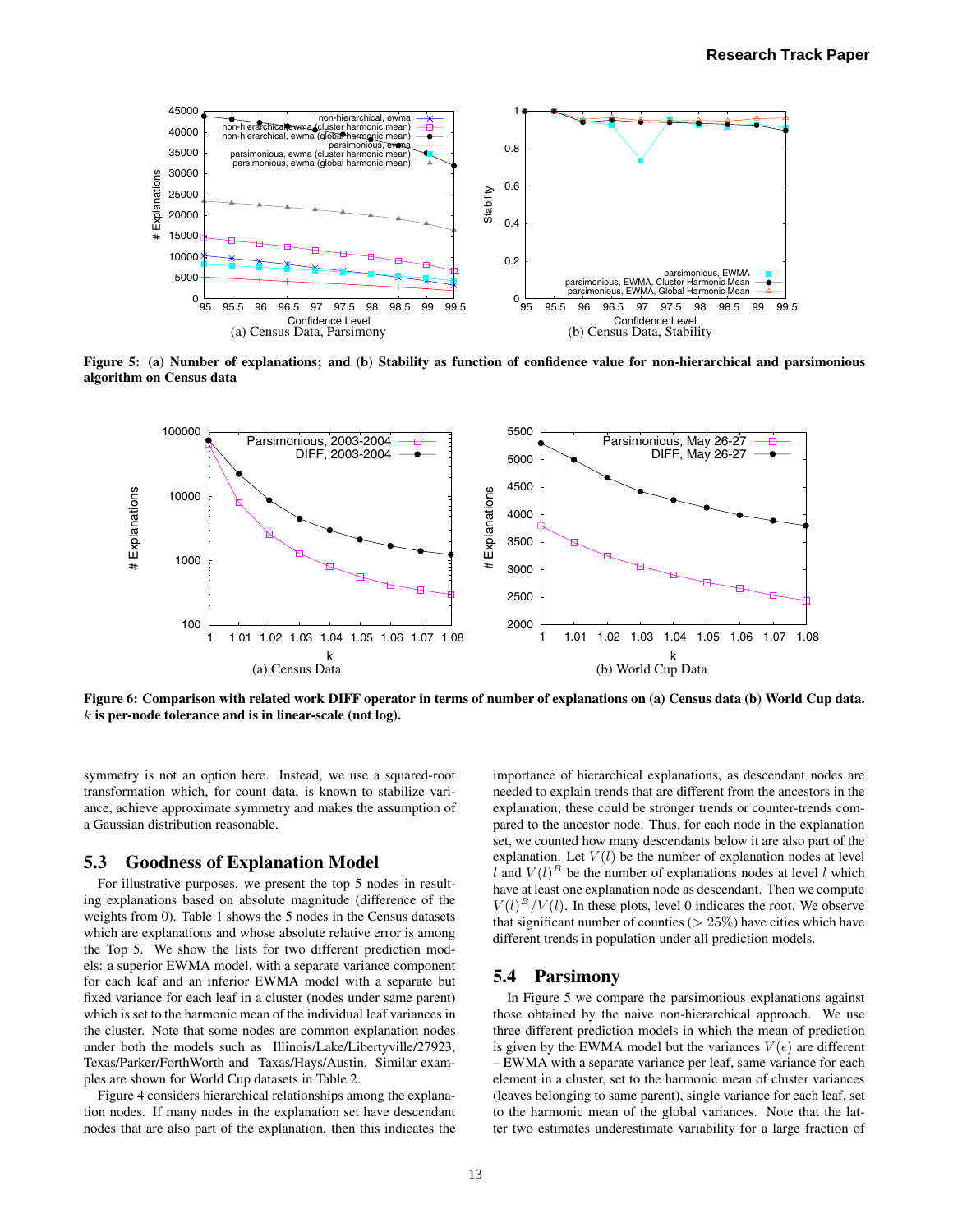**Figure 5: (a) Number of explanations; and (b) Stability as function of confidence value for non-hierarchical and parsimonious algorithm on Census data**

**Figure 6: Comparison with related work DIFF operator in terms of number of explanations on (a) Census data (b) World Cup data.** $k$ **is per-node tolerance and is in linear-scale (not log).**

symmetry is not an option here. Instead, we use a squared-root transformation which, for count data, is known to stabilize variance, achieve approximate symmetry and makes the assumption of a Gaussian distribution reasonable.

## 5.3 Goodness of Explanation Model

For illustrative purposes, we present the top 5 nodes in resulting explanations based on absolute magnitude (difference of the weights from 0). Table 1 shows the 5 nodes in the Census datasets which are explanations and whose absolute relative error is among the Top 5. We show the lists for two different prediction models: a superior EWMA model, with a separate variance component for each leaf and an inferior EWMA model with a separate but fixed variance for each leaf in a cluster (nodes under same parent) which is set to the harmonic mean of the individual leaf variances in the cluster. Note that some nodes are common explanation nodes under both the models such as Illinois/Lake/Libertyville/27923, Texas/Parker/ForthWorth and Taxas/Hays/Austin. Similar examples are shown for World Cup datasets in Table 2.

Figure 4 considers hierarchical relationships among the explanation nodes. If many nodes in the explanation set have descendant nodes that are also part of the explanation, then this indicates the importance of hierarchical explanations, as descendant nodes are needed to explain trends that are different from the ancestors in the explanation; these could be stronger trends or counter-trends compared to the ancestor node. Thus, for each node in the explanation set, we counted how many descendants below it are also part of the explanation. Let $V(l)$ be the number of explanation node at level $l$ and $V(l)^B$ be the number of explanations nodes at level $l$ which have at least one explanation node as descendant. Then we compute $V(l)^B/V(l)$. In these plots, level 0 indicates the root. We observe that significant number of counties ($> 25\%$) have cities which have different trends in population under all prediction models.

## 5.4 Parsimony

In Figure 5 we compare the parsimonious explanations against those obtained by the naive non-hierarchical approach. We use three different prediction models in which the mean of prediction is given by the EWMA model but the variances $V(\epsilon)$ are different – EWMA with a separate variance per leaf, same variance for each element in a cluster, set to the harmonic mean of cluster variances (leaves belonging to same parent), single variance for each leaf, set to the harmonic mean of the global variances. Note that the latter two estimates underestimate variability for a large fraction of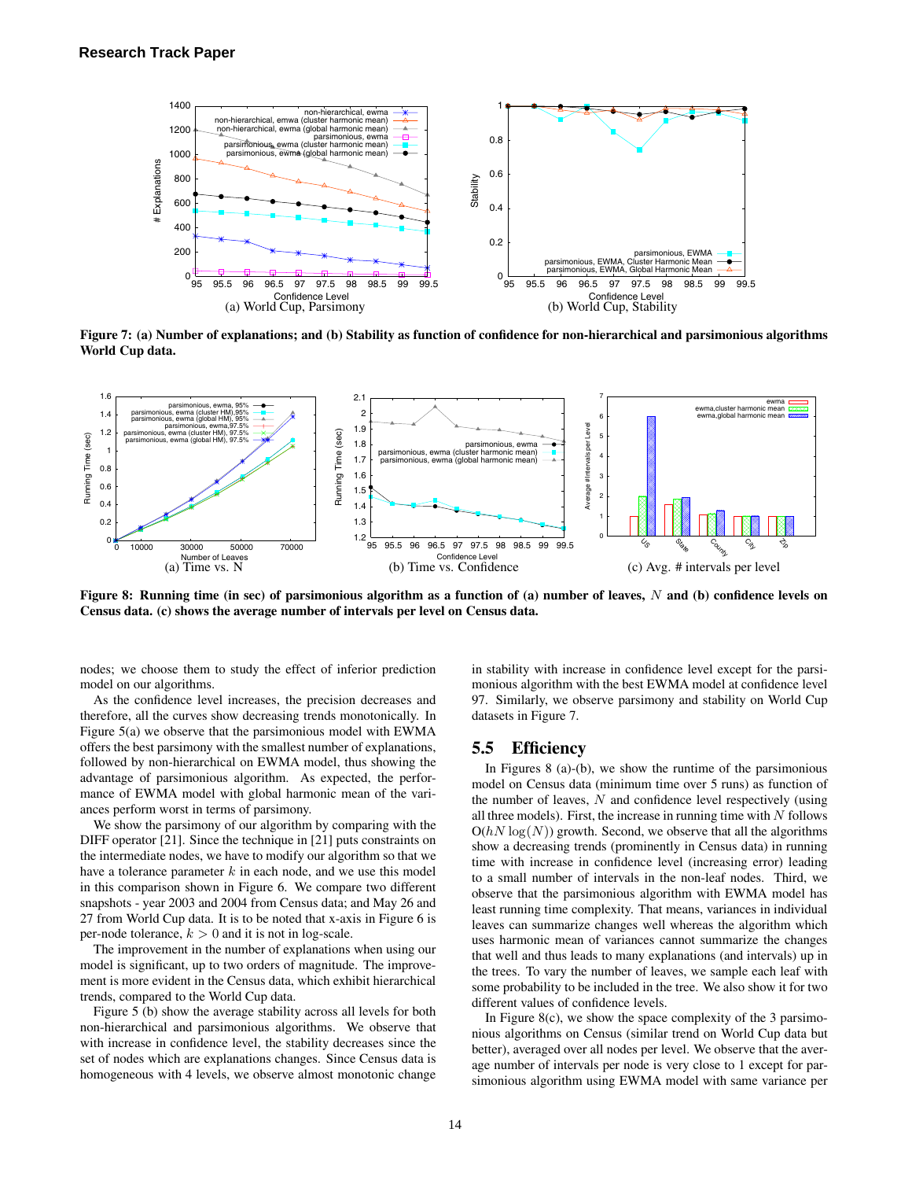Figure 7: (a) Number of explanations; and (b) Stability as function of confidence for non-hierarchical and parsimonious algorithms World Cup data.

Figure 8: Running time (in sec) of parsimonious algorithm as a function of (a) number of leaves, $N$ and (b) confidence levels on Census data. (c) shows the average number of intervals per level on Census data.

nodes; we choose them to study the effect of inferior prediction model on our algorithms.

As the confidence level increases, the precision decreases and therefore, all the curves show decreasing trends monotonically. In Figure 5(a) we observe that the parsimonious model with EWMA offers the best parsimony with the smallest number of explanations, followed by non-hierarchical on EWMA model, thus showing the advantage of parsimonious algorithm. As expected, the performance of EWMA model with global harmonic mean of the variances perform worst in terms of parsimony.

We show the parsimony of our algorithm by comparing with the DIFF operator [21]. Since the technique in [21] puts constraints on the intermediate nodes, we have to modify our algorithm so that we have a tolerance parameter $k$ in each node, and we use this model in this comparison shown in Figure 6. We compare two different snapshots - year 2003 and 2004 from Census data; and May 26 and 27 from World Cup data. It is to be noted that x-axis in Figure 6 is per-node tolerance, $k > 0$ and it is not in log-scale.

The improvement in the number of explanations when using our model is significant, up to two orders of magnitude. The improvement is more evident in the Census data, which exhibit hierarchical trends, compared to the World Cup data.

Figure 5 (b) show the average stability across all levels for both non-hierarchical and parsimonious algorithms. We observe that with increase in confidence level, the stability decreases since the set of nodes which are explanations changes. Since Census data is homogeneous with 4 levels, we observe almost monotonic change in stability with increase in confidence level except for the parsimonious algorithm with the best EWMA model at confidence level 97. Similarly, we observe parsimony and stability on World Cup datasets in Figure 7.

## 5.5 Efficiency

In Figures 8 (a)-(b), we show the runtime of the parsimonious model on Census data (minimum time over 5 runs) as function of the number of leaves, $N$ and confidence level respectively (using all three models). First, the increase in running time with $N$ follows $O(hN \log(N))$ growth. Second, we observe that all the algorithms show a decreasing trends (prominently in Census data) in running time with increase in confidence level (increasing error) leading to a small number of intervals in the non-leaf nodes. Third, we observe that the parsimonious algorithm with EWMA model has least running time complexity. That means, variances in individual leaves can summarize changes well whereas the algorithm which uses harmonic mean of variances cannot summarize the changes that well and thus leads to many explanations (and intervals) up in the trees. To vary the number of leaves, we sample each leaf with some probability to be included in the tree. We also show it for two different values of confidence levels.

In Figure 8(c), we show the space complexity of the 3 parsimonious algorithms on Census (similar trend on World Cup data but better), averaged over all nodes per level. We observe that the average number of intervals per node is very close to 1 except for parsimonious algorithm using EWMA model with same variance per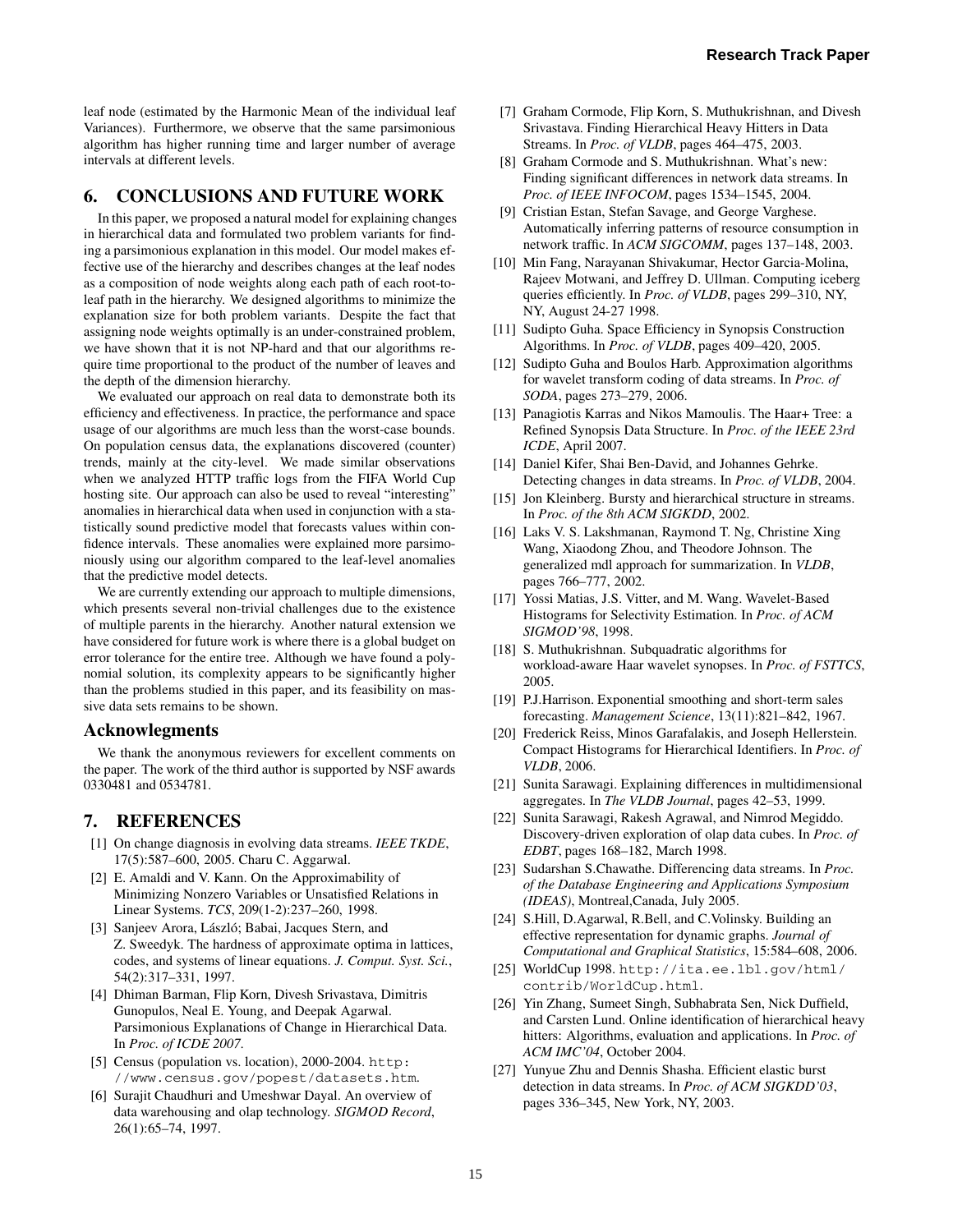leaf node (estimated by the Harmonic Mean of the individual leaf Variances). Furthermore, we observe that the same parsimonious algorithm has higher running time and larger number of average intervals at different levels.

## 6. CONCLUSIONS AND FUTURE WORK

In this paper, we proposed a natural model for explaining changes in hierarchical data and formulated two problem variants for finding a parsimonious explanation in this model. Our model makes effective use of the hierarchy and describes changes at the leaf nodes as a composition of node weights along each path of each root-to-leaf path in the hierarchy. We designed algorithms to minimize the explanation size for both problem variants. Despite the fact that assigning node weights optimally is an under-constrained problem, we have shown that it is not NP-hard and that our algorithms require time proportional to the product of the number of leaves and the depth of the dimension hierarchy.

We evaluated our approach on real data to demonstrate both its efficiency and effectiveness. In practice, the performance and space usage of our algorithms are much less than the worst-case bounds. On population census data, the explanations discovered (counter) trends, mainly at the city-level. We made similar observations when we analyzed HTTP traffic logs from the FIFA World Cup hosting site. Our approach can also be used to reveal "interesting" anomalies in hierarchical data when used in conjunction with a statistically sound predictive model that forecasts values within confidence intervals. These anomalies were explained more parsimoniously using our algorithm compared to the leaf-level anomalies that the predictive model detects.

We are currently extending our approach to multiple dimensions, which presents several non-trivial challenges due to the existence of multiple parents in the hierarchy. Another natural extension we have considered for future work is where there is a global budget on error tolerance for the entire tree. Although we have found a polynomial solution, its complexity appears to be significantly higher than the problems studied in this paper, and its feasibility on massive data sets remains to be shown.

### Acknowlegments

We thank the anonymous reviewers for excellent comments on the paper. The work of the third author is supported by NSF awards 0330481 and 0534781.

## 7. REFERENCES

[1] On change diagnosis in evolving data streams. *IEEE TKDE*, 17(5):587–600, 2005. Charu C. Aggarwal.

[2] E. Amaldi and V. Kann. On the Approximability of Minimizing Nonzero Variables or Unsatisfied Relations in Linear Systems. *TCS*, 209(1-2):237–260, 1998.

[3] Sanjeev Arora, László; Babai, Jacques Stern, and Z. Sweedyk. The hardness of approximate optima in lattices, codes, and systems of linear equations. *J. Comput. Syst. Sci.*, 54(2):317–331, 1997.

[4] Dhiman Barman, Flip Korn, Divesh Srivastava, Dimitris Gunopulos, Neal E. Young, and Deepak Agarwal. Parsimonious Explanations of Change in Hierarchical Data. In *Proc. of ICDE 2007*.

[5] Census (population vs. location), 2000-2004. http://www.census.gov/popest/datasets.htm.

[6] Surajit Chaudhuri and Umeshwar Dayal. An overview of data warehousing and olap technology. *SIGMOD Record*, 26(1):65–74, 1997.

[7] Graham Cormode, Flip Korn, S. Muthukrishnan, and Divesh Srivastava. Finding Hierarchical Heavy Hitters in Data Streams. In *Proc. of VLDB*, pages 464–475, 2003.

[8] Graham Cormode and S. Muthukrishnan. What's new: Finding significant differences in network data streams. In *Proc. of IEEE INFOCOM*, pages 1534–1545, 2004.

[9] Cristian Estan, Stefan Savage, and George Varghese. Automatically inferring patterns of resource consumption in network traffic. In *ACM SIGCOMM*, pages 137–148, 2003.

[10] Min Fang, Narayanan Shivakumar, Hector Garcia-Molina, Rajeev Motwani, and Jeffrey D. Ullman. Computing iceberg queries efficiently. In *Proc. of VLDB*, pages 299–310, NY, NY, August 24-27 1998.

[11] Sudipto Guha. Space Efficiency in Synopsis Construction Algorithms. In *Proc. of VLDB*, pages 409–420, 2005.

[12] Sudipto Guha and Boulos Harb. Approximation algorithms for wavelet transform coding of data streams. In *Proc. of SODA*, pages 273–279, 2006.

[13] Panagiotis Karras and Nikos Mamoulis. The Haar+ Tree: a Refined Synopsis Data Structure. In *Proc. of the IEEE 23rd ICDE*, April 2007.

[14] Daniel Kifer, Shai Ben-David, and Johannes Gehrke. Detecting changes in data streams. In *Proc. of VLDB*, 2004.

[15] Jon Kleinberg. Bursty and hierarchical structure in streams. In *Proc. of the 8th ACM SIGKDD*, 2002.

[16] Laks V. S. Lakshmanan, Raymond T. Ng, Christine Xing Wang, Xiaodong Zhou, and Theodore Johnson. The generalized mdl approach for summarization. In *VLDB*, pages 766–777, 2002.

[17] Yossi Matias, J.S. Vitter, and M. Wang. Wavelet-Based Histograms for Selectivity Estimation. In *Proc. of ACM SIGMOD'98*, 1998.

[18] S. Muthukrishnan. Subquadratic algorithms for workload-aware Haar wavelet synopses. In *Proc. of FSTTCS*, 2005.

[19] P.J.Harrison. Exponential smoothing and short-term sales forecasting. *Management Science*, 13(11):821–842, 1967.

[20] Frederick Reiss, Minos Garafalakis, and Joseph Hellerstein. Compact Histograms for Hierarchical Identifiers. In *Proc. of VLDB*, 2006.

[21] Sunita Sarawagi. Explaining differences in multidimensional aggregates. In *The VLDB Journal*, pages 42–53, 1999.

[22] Sunita Sarawagi, Rakesh Agrawal, and Nimrod Megiddo. Discovery-driven exploration of olap data cubes. In *Proc. of EDBT*, pages 168–182, March 1998.

[23] Sudarshan S.Chawathe. Differencing data streams. In *Proc. of the Database Engineering and Applications Symposium (IDEAS)*, Montreal,Canada, July 2005.

[24] S.Hill, D.Agarwal, R.Bell, and C.Volinsky. Building an effective representation for dynamic graphs. *Journal of Computational and Graphical Statistics*, 15:584–608, 2006.

[25] WorldCup 1998. http://ita.ee.lbl.gov/html/contrib/WorldCup.html.

[26] Yin Zhang, Sumeet Singh, Subhabrata Sen, Nick Duffield, and Carsten Lund. Online identification of hierarchical heavy hitters: Algorithms, evaluation and applications. In *Proc. of ACM IMC'04*, October 2004.

[27] Yunyue Zhu and Dennis Shasha. Efficient elastic burst detection in data streams. In *Proc. of ACM SIGKDD'03*, pages 336–345, New York, NY, 2003.